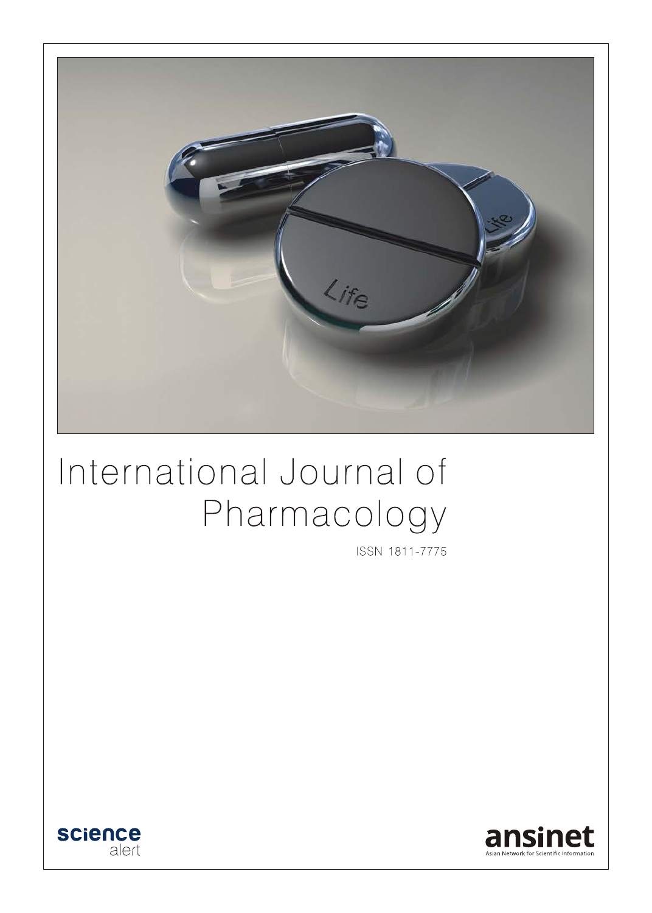# International Journal of Pharmacology

ISSN 1811-7775

science alert

ansinet

Asian Network for Scientific Information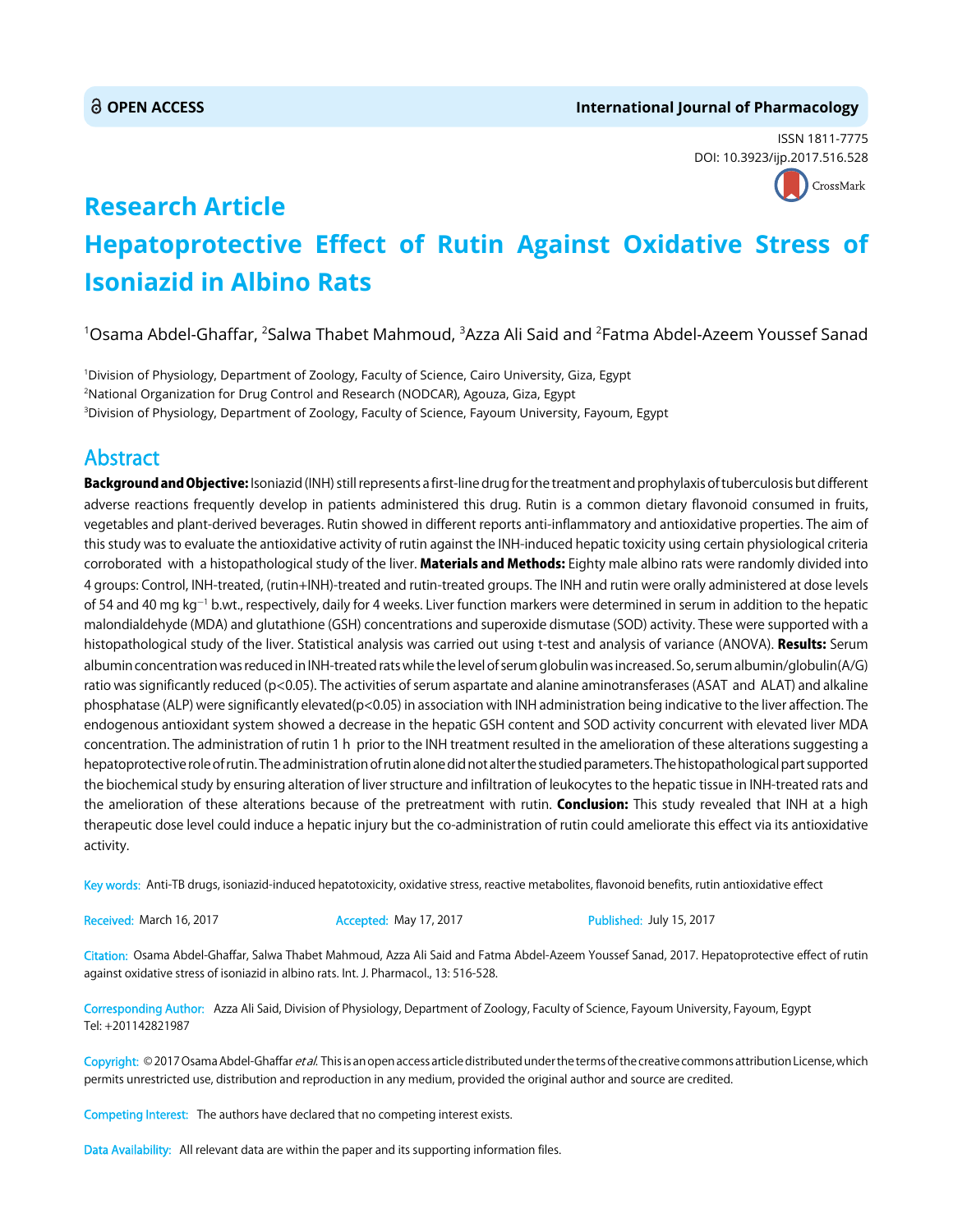OPEN ACCESS

International Journal of Pharmacology

ISSN 1811-7775
DOI: 10.3923/ijp.2017.516.528

# Research Article
# Hepatoprotective Effect of Rutin Against Oxidative Stress of Isoniazid in Albino Rats

[1]Osama Abdel-Ghaffar, [2]Salwa Thabet Mahmoud, [3]Azza Ali Said and [2]Fatma Abdel-Azeem Youssef Sanad

[1]Division of Physiology, Department of Zoology, Faculty of Science, Cairo University, Giza, Egypt
[2]National Organization for Drug Control and Research (NODCAR), Agouza, Giza, Egypt
[3]Division of Physiology, Department of Zoology, Faculty of Science, Fayoum University, Fayoum, Egypt

## Abstract

**Background and Objective:** Isoniazid (INH) still represents a first-line drug for the treatment and prophylaxis of tuberculosis but different adverse reactions frequently develop in patients administered this drug. Rutin is a common dietary flavonoid consumed in fruits, vegetables and plant-derived beverages. Rutin showed in different reports anti-inflammatory and antioxidative properties. The aim of this study was to evaluate the antioxidative activity of rutin against the INH-induced hepatic toxicity using certain physiological criteria corroborated with a histopathological study of the liver. **Materials and Methods:** Eighty male albino rats were randomly divided into 4 groups: Control, INH-treated, (rutin+INH)-treated and rutin-treated groups. The INH and rutin were orally administered at dose levels of 54 and 40 mg $kg^{-1}$ b.wt., respectively, daily for 4 weeks. Liver function markers were determined in serum in addition to the hepatic malondialdehyde (MDA) and glutathione (GSH) concentrations and superoxide dismutase (SOD) activity. These were supported with a histopathological study of the liver. Statistical analysis was carried out using t-test and analysis of variance (ANOVA). **Results:** Serum albumin concentration was reduced in INH-treated rats while the level of serum globulin was increased. So, serum albumin/globulin(A/G) ratio was significantly reduced ($p<0.05$). The activities of serum aspartate and alanine aminotransferases (ASAT and ALAT) and alkaline phosphatase (ALP) were significantly elevated($p<0.05$) in association with INH administration being indicative to the liver affection. The endogenous antioxidant system showed a decrease in the hepatic GSH content and SOD activity concurrent with elevated liver MDA concentration. The administration of rutin 1 h prior to the INH treatment resulted in the amelioration of these alterations suggesting a hepatoprotective role of rutin. The administration of rutin alone did not alter the studied parameters. The histopathological part supported the biochemical study by ensuring alteration of liver structure and infiltration of leukocytes to the hepatic tissue in INH-treated rats and the amelioration of these alterations because of the pretreatment with rutin. **Conclusion:** This study revealed that INH at a high therapeutic dose level could induce a hepatic injury but the co-administration of rutin could ameliorate this effect via its antioxidative activity.

Key words: Anti-TB drugs, isoniazid-induced hepatotoxicity, oxidative stress, reactive metabolites, flavonoid benefits, rutin antioxidative effect

Received: March 16, 2017 Accepted: May 17, 2017 Published: July 15, 2017

Citation: Osama Abdel-Ghaffar, Salwa Thabet Mahmoud, Azza Ali Said and Fatma Abdel-Azeem Youssef Sanad, 2017. Hepatoprotective effect of rutin against oxidative stress of isoniazid in albino rats. Int. J. Pharmacol., 13: 516-528.

Corresponding Author: Azza Ali Said, Division of Physiology, Department of Zoology, Faculty of Science, Fayoum University, Fayoum, Egypt
Tel: +201142821987

Copyright: © 2017 Osama Abdel-Ghaffar *et al*. This is an open access article distributed under the terms of the creative commons attribution License, which permits unrestricted use, distribution and reproduction in any medium, provided the original author and source are credited.

Competing Interest: The authors have declared that no competing interest exists.

Data Availability: All relevant data are within the paper and its supporting information files.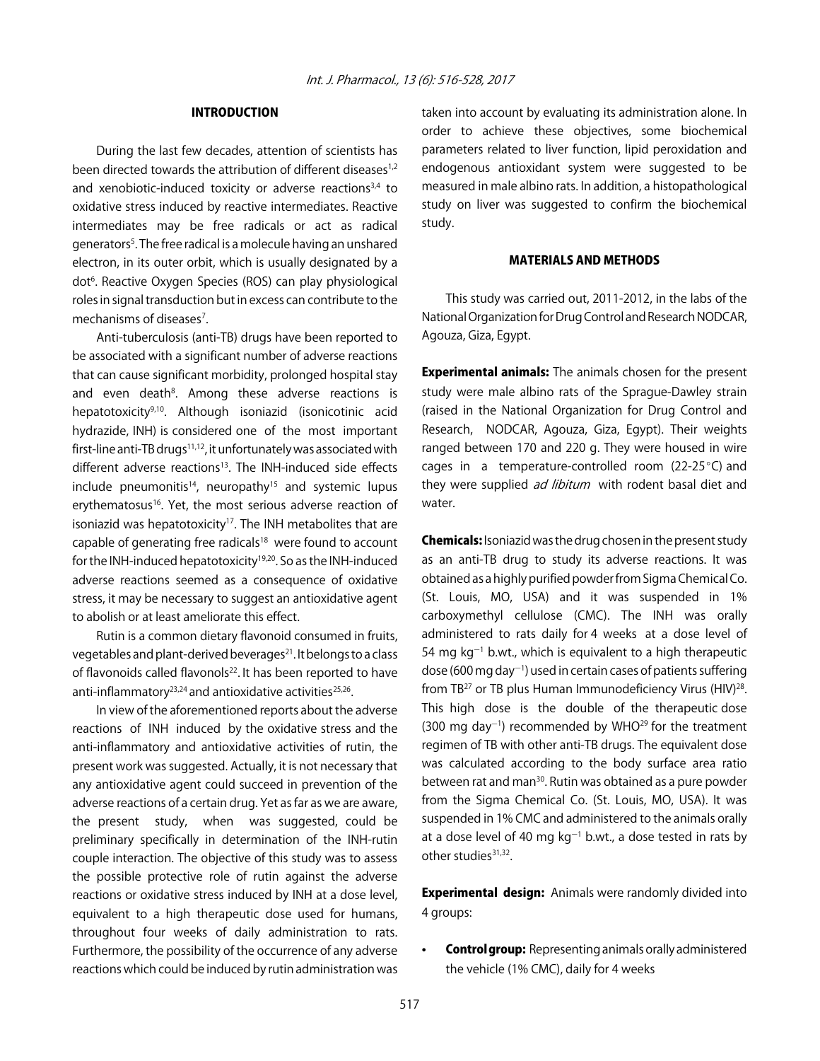## INTRODUCTION

During the last few decades, attention of scientists has been directed towards the attribution of different diseases[1,2] and xenobiotic-induced toxicity or adverse reactions[3,4] to oxidative stress induced by reactive intermediates. Reactive intermediates may be free radicals or act as radical generators[5]. The free radical is a molecule having an unshared electron, in its outer orbit, which is usually designated by a dot[6]. Reactive Oxygen Species (ROS) can play physiological roles in signal transduction but in excess can contribute to the mechanisms of diseases[7].

Anti-tuberculosis (anti-TB) drugs have been reported to be associated with a significant number of adverse reactions that can cause significant morbidity, prolonged hospital stay and even death[8]. Among these adverse reactions is hepatotoxicity[9,10]. Although isoniazid (isonicotinic acid hydrazide, INH) is considered one of the most important first-line anti-TB drugs[11,12], it unfortunately was associated with different adverse reactions[13]. The INH-induced side effects include pneumonitis[14], neuropathy[15] and systemic lupus erythematosus[16]. Yet, the most serious adverse reaction of isoniazid was hepatotoxicity[17]. The INH metabolites that are capable of generating free radicals[18] were found to account for the INH-induced hepatotoxicity[19,20]. So as the INH-induced adverse reactions seemed as a consequence of oxidative stress, it may be necessary to suggest an antioxidative agent to abolish or at least ameliorate this effect.

Rutin is a common dietary flavonoid consumed in fruits, vegetables and plant-derived beverages[21]. It belongs to a class of flavonoids called flavonols[22]. It has been reported to have anti-inflammatory[23,24] and antioxidative activities[25,26].

In view of the aforementioned reports about the adverse reactions of INH induced by the oxidative stress and the anti-inflammatory and antioxidative activities of rutin, the present work was suggested. Actually, it is not necessary that any antioxidative agent could succeed in prevention of the adverse reactions of a certain drug. Yet as far as we are aware, the present study, when was suggested, could be preliminary specifically in determination of the INH-rutin couple interaction. The objective of this study was to assess the possible protective role of rutin against the adverse reactions or oxidative stress induced by INH at a dose level, equivalent to a high therapeutic dose used for humans, throughout four weeks of daily administration to rats. Furthermore, the possibility of the occurrence of any adverse reactions which could be induced by rutin administration was taken into account by evaluating its administration alone. In order to achieve these objectives, some biochemical parameters related to liver function, lipid peroxidation and endogenous antioxidant system were suggested to be measured in male albino rats. In addition, a histopathological study on liver was suggested to confirm the biochemical study.

## MATERIALS AND METHODS

This study was carried out, 2011-2012, in the labs of the National Organization for Drug Control and Research NODCAR, Agouza, Giza, Egypt.

**Experimental animals:** The animals chosen for the present study were male albino rats of the Sprague-Dawley strain (raised in the National Organization for Drug Control and Research, NODCAR, Agouza, Giza, Egypt). Their weights ranged between 170 and 220 g. They were housed in wire cages in a temperature-controlled room (22-25°C) and they were supplied *ad libitum* with rodent basal diet and water.

**Chemicals:** Isoniazid was the drug chosen in the present study as an anti-TB drug to study its adverse reactions. It was obtained as a highly purified powder from Sigma Chemical Co. (St. Louis, MO, USA) and it was suspended in 1% carboxymethyl cellulose (CMC). The INH was orally administered to rats daily for 4 weeks at a dose level of 54 mg $kg^{-1}$ b.wt., which is equivalent to a high therapeutic dose (600 mg $day^{-1}$) used in certain cases of patients suffering from TB[27] or TB plus Human Immunodeficiency Virus (HIV)[28]. This high dose is the double of the therapeutic dose (300 mg $day^{-1}$) recommended by WHO[29] for the treatment regimen of TB with other anti-TB drugs. The equivalent dose was calculated according to the body surface area ratio between rat and man[30]. Rutin was obtained as a pure powder from the Sigma Chemical Co. (St. Louis, MO, USA). It was suspended in 1% CMC and administered to the animals orally at a dose level of 40 mg $kg^{-1}$ b.wt., a dose tested in rats by other studies[31,32].

**Experimental design:** Animals were randomly divided into 4 groups:

- **Control group:** Representing animals orally administered the vehicle (1% CMC), daily for 4 weeks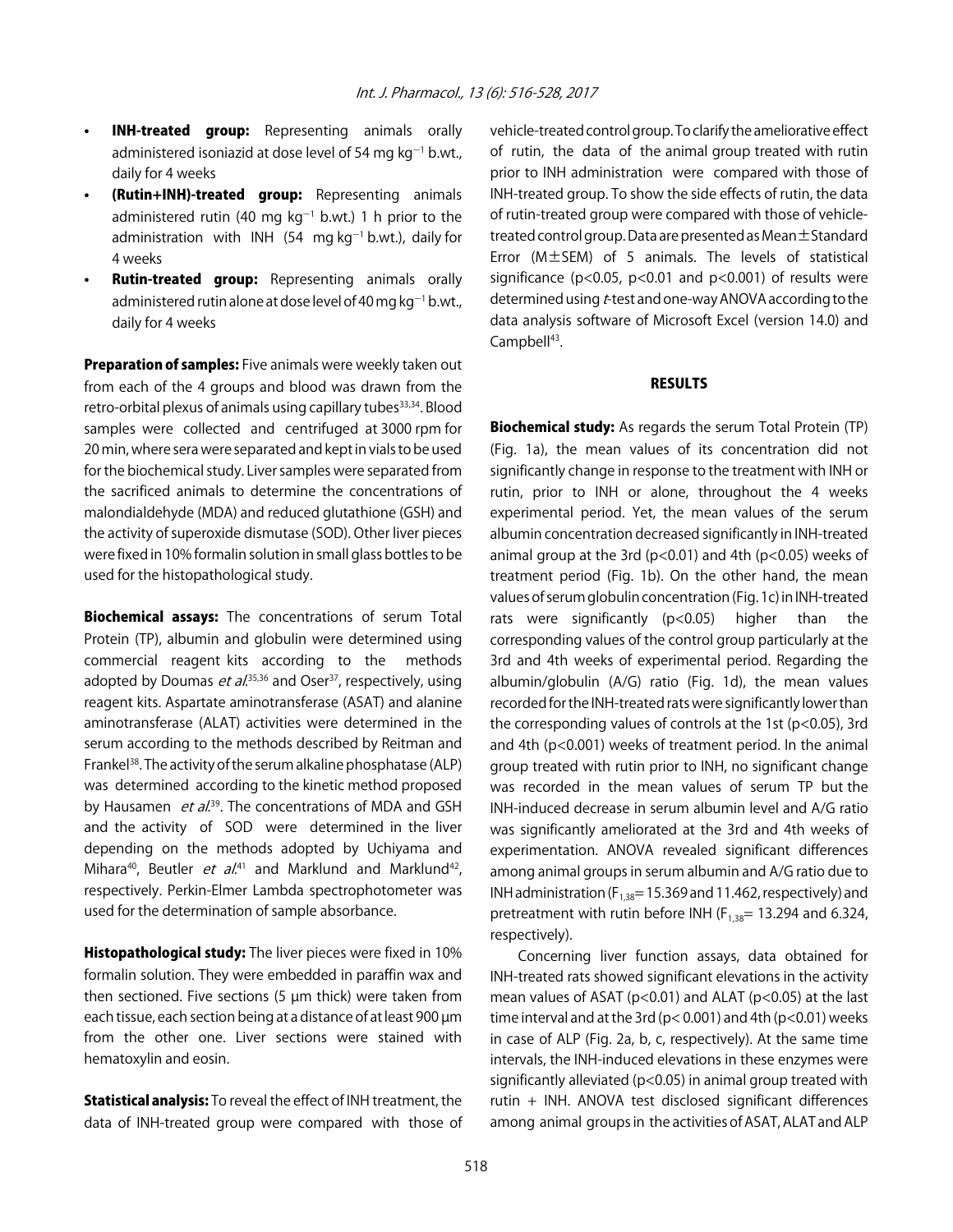- **INH-treated group:** Representing animals orally administered isoniazid at dose level of 54 mg kg$^{-1}$ b.wt., daily for 4 weeks
- **(Rutin+INH)-treated group:** Representing animals administered rutin (40 mg kg$^{-1}$ b.wt.) 1 h prior to the administration with INH (54 mg kg$^{-1}$ b.wt.), daily for 4 weeks
- **Rutin-treated group:** Representing animals orally administered rutin alone at dose level of 40 mg kg$^{-1}$ b.wt., daily for 4 weeks

**Preparation of samples:** Five animals were weekly taken out from each of the 4 groups and blood was drawn from the retro-orbital plexus of animals using capillary tubes[33,34]. Blood samples were collected and centrifuged at 3000 rpm for 20 min, where sera were separated and kept in vials to be used for the biochemical study. Liver samples were separated from the sacrificed animals to determine the concentrations of malondialdehyde (MDA) and reduced glutathione (GSH) and the activity of superoxide dismutase (SOD). Other liver pieces were fixed in 10% formalin solution in small glass bottles to be used for the histopathological study.

**Biochemical assays:** The concentrations of serum Total Protein (TP), albumin and globulin were determined using commercial reagent kits according to the methods adopted by Doumas *et al.*[35,36] and Oser[37], respectively, using reagent kits. Aspartate aminotransferase (ASAT) and alanine aminotransferase (ALAT) activities were determined in the serum according to the methods described by Reitman and Frankel[38]. The activity of the serum alkaline phosphatase (ALP) was determined according to the kinetic method proposed by Hausamen *et al.*[39]. The concentrations of MDA and GSH and the activity of SOD were determined in the liver depending on the methods adopted by Uchiyama and Mihara[40], Beutler *et al.*[41] and Marklund and Marklund[42], respectively. Perkin-Elmer Lambda spectrophotometer was used for the determination of sample absorbance.

**Histopathological study:** The liver pieces were fixed in 10% formalin solution. They were embedded in paraffin wax and then sectioned. Five sections (5 μm thick) were taken from each tissue, each section being at a distance of at least 900 μm from the other one. Liver sections were stained with hematoxylin and eosin.

**Statistical analysis:** To reveal the effect of INH treatment, the data of INH-treated group were compared with those of vehicle-treated control group. To clarify the ameliorative effect of rutin, the data of the animal group treated with rutin prior to INH administration were compared with those of INH-treated group. To show the side effects of rutin, the data of rutin-treated group were compared with those of vehicle-treated control group. Data are presented as Mean±Standard Error (M±SEM) of 5 animals. The levels of statistical significance ($p<0.05$, $p<0.01$ and $p<0.001$) of results were determined using *t*-test and one-way ANOVA according to the data analysis software of Microsoft Excel (version 14.0) and Campbell[43].

## RESULTS

**Biochemical study:** As regards the serum Total Protein (TP) (Fig. 1a), the mean values of its concentration did not significantly change in response to the treatment with INH or rutin, prior to INH or alone, throughout the 4 weeks experimental period. Yet, the mean values of the serum albumin concentration decreased significantly in INH-treated animal group at the 3rd ($p<0.01$) and 4th ($p<0.05$) weeks of treatment period (Fig. 1b). On the other hand, the mean values of serum globulin concentration (Fig. 1c) in INH-treated rats were significantly ($p<0.05$) higher than the corresponding values of the control group particularly at the 3rd and 4th weeks of experimental period. Regarding the albumin/globulin (A/G) ratio (Fig. 1d), the mean values recorded for the INH-treated rats were significantly lower than the corresponding values of controls at the 1st ($p<0.05$), 3rd and 4th ($p<0.001$) weeks of treatment period. In the animal group treated with rutin prior to INH, no significant change was recorded in the mean values of serum TP but the INH-induced decrease in serum albumin level and A/G ratio was significantly ameliorated at the 3rd and 4th weeks of experimentation. ANOVA revealed significant differences among animal groups in serum albumin and A/G ratio due to INH administration ($F_{1,38}$= 15.369 and 11.462, respectively) and pretreatment with rutin before INH ($F_{1,38}$= 13.294 and 6.324, respectively).

Concerning liver function assays, data obtained for INH-treated rats showed significant elevations in the activity mean values of ASAT ($p<0.01$) and ALAT ($p<0.05$) at the last time interval and at the 3rd ($p<0.001$) and 4th ($p<0.01$) weeks in case of ALP (Fig. 2a, b, c, respectively). At the same time intervals, the INH-induced elevations in these enzymes were significantly alleviated ($p<0.05$) in animal group treated with rutin + INH. ANOVA test disclosed significant differences among animal groups in the activities of ASAT, ALAT and ALP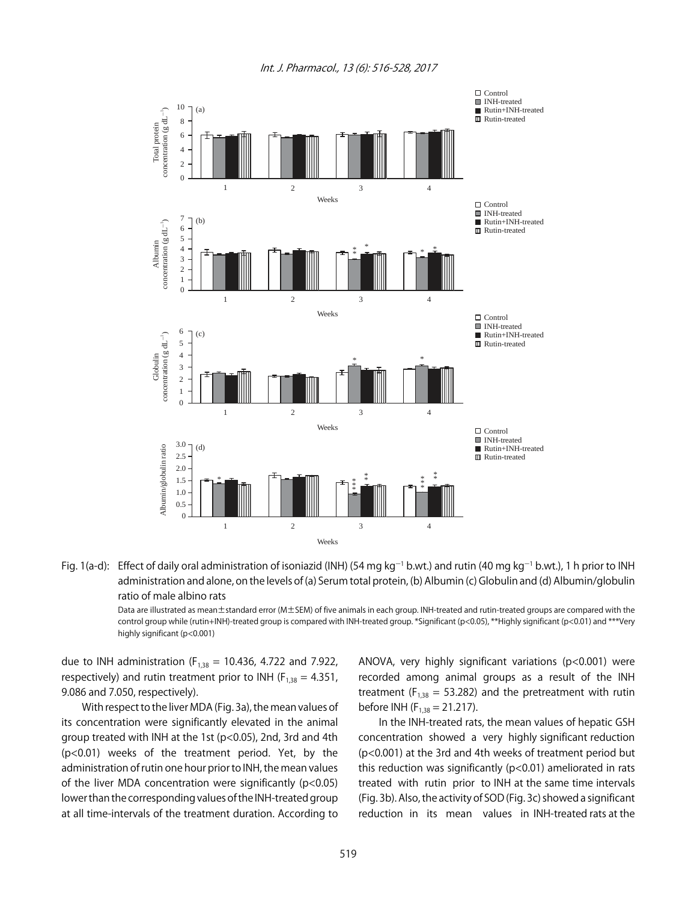Fig. 1(a-d): Effect of daily oral administration of isoniazid (INH) (54 mg kg$^{-1}$ b.wt.) and rutin (40 mg kg$^{-1}$ b.wt.), 1 h prior to INH administration and alone, on the levels of (a) Serum total protein, (b) Albumin (c) Globulin and (d) Albumin/globulin ratio of male albino rats

Data are illustrated as mean±standard error (M±SEM) of five animals in each group. INH-treated and rutin-treated groups are compared with the control group while (rutin+INH)-treated group is compared with INH-treated group. *Significant ($p<0.05$), **Highly significant ($p<0.01$) and ***Very highly significant ($p<0.001$)

due to INH administration ($F_{1,38}$ = 10.436, 4.722 and 7.922, respectively) and rutin treatment prior to INH ($F_{1,38}$ = 4.351, 9.086 and 7.050, respectively).

With respect to the liver MDA (Fig. 3a), the mean values of its concentration were significantly elevated in the animal group treated with INH at the 1st ($p<0.05$), 2nd, 3rd and 4th ($p<0.01$) weeks of the treatment period. Yet, by the administration of rutin one hour prior to INH, the mean values of the liver MDA concentration were significantly ($p<0.05$) lower than the corresponding values of the INH-treated group at all time-intervals of the treatment duration. According to ANOVA, very highly significant variations ($p<0.001$) were recorded among animal groups as a result of the INH treatment ($F_{1,38}$ = 53.282) and the pretreatment with rutin before INH ($F_{1,38}$ = 21.217).

In the INH-treated rats, the mean values of hepatic GSH concentration showed a very highly significant reduction ($p<0.001$) at the 3rd and 4th weeks of treatment period but this reduction was significantly ($p<0.01$) ameliorated in rats treated with rutin prior to INH at the same time intervals (Fig. 3b). Also, the activity of SOD (Fig. 3c) showed a significant reduction in its mean values in INH-treated rats at the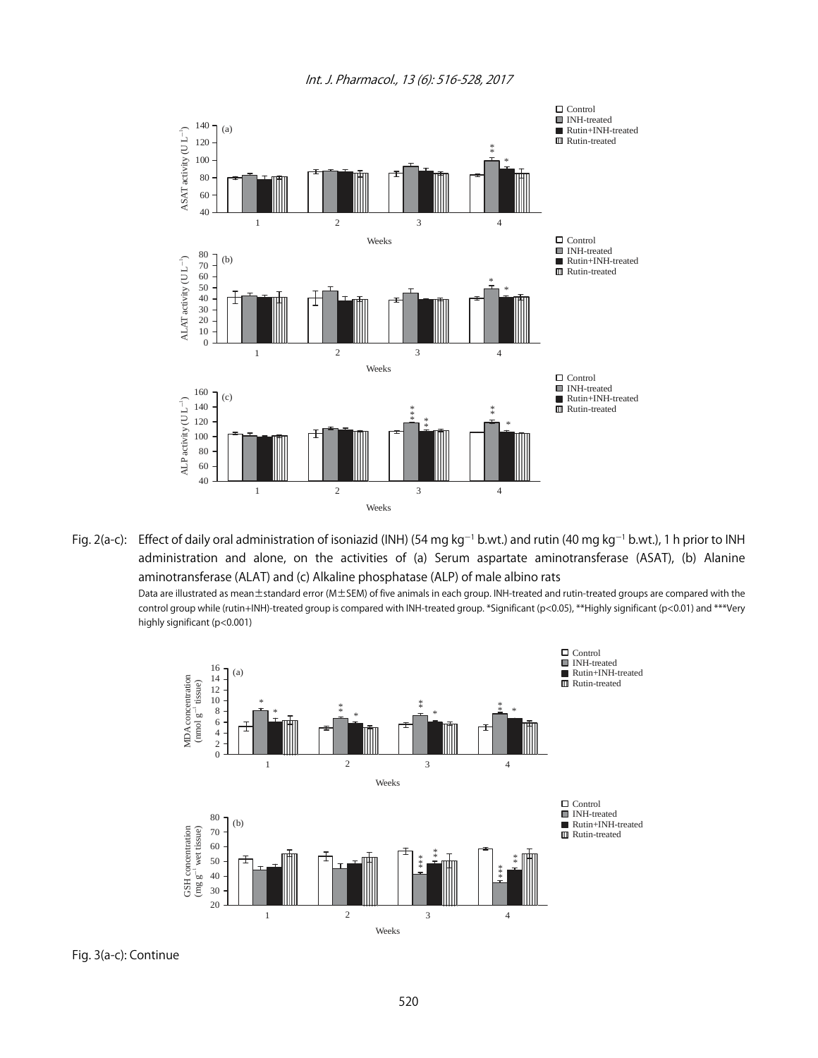Fig. 2(a-c): Effect of daily oral administration of isoniazid (INH) (54 mg $kg^{-1}$ b.wt.) and rutin (40 mg $kg^{-1}$ b.wt.), 1 h prior to INH administration and alone, on the activities of (a) Serum aspartate aminotransferase (ASAT), (b) Alanine aminotransferase (ALAT) and (c) Alkaline phosphatase (ALP) of male albino rats

Data are illustrated as mean±standard error (M±SEM) of five animals in each group. INH-treated and rutin-treated groups are compared with the control group while (rutin+INH)-treated group is compared with INH-treated group. *Significant (p<0.05), **Highly significant (p<0.01) and ***Very highly significant (p<0.001)

Fig. 3(a-c): Continue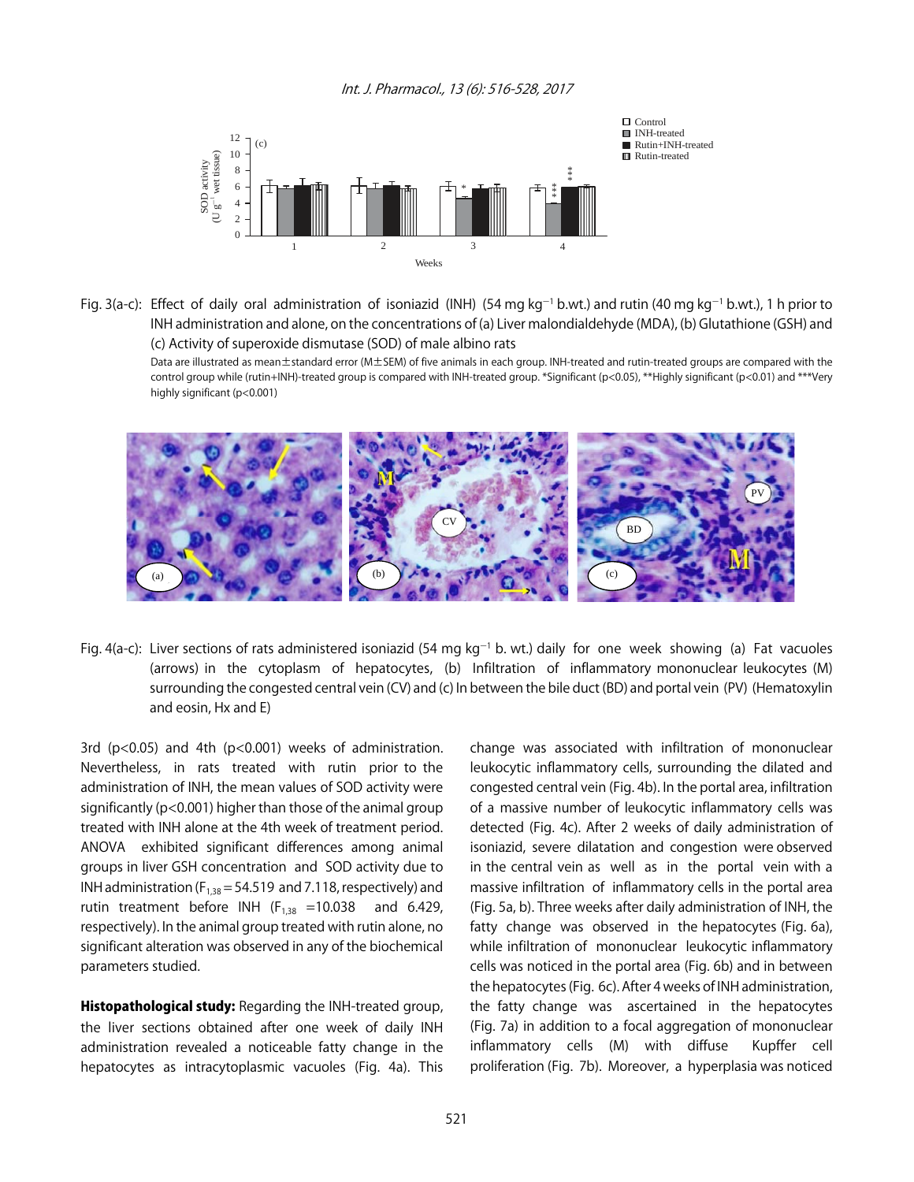Fig. 3(a-c): Effect of daily oral administration of isoniazid (INH) (54 mg kg$^{-1}$ b.wt.) and rutin (40 mg kg$^{-1}$ b.wt.), 1 h prior to INH administration and alone, on the concentrations of (a) Liver malondialdehyde (MDA), (b) Glutathione (GSH) and (c) Activity of superoxide dismutase (SOD) of male albino rats

Data are illustrated as mean±standard error (M±SEM) of five animals in each group. INH-treated and rutin-treated groups are compared with the control group while (rutin+INH)-treated group is compared with INH-treated group. *Significant ($p<0.05$), **Highly significant ($p<0.01$) and ***Very highly significant ($p<0.001$)

Fig. 4(a-c): Liver sections of rats administered isoniazid (54 mg kg$^{-1}$ b. wt.) daily for one week showing (a) Fat vacuoles (arrows) in the cytoplasm of hepatocytes, (b) Infiltration of inflammatory mononuclear leukocytes (M) surrounding the congested central vein (CV) and (c) In between the bile duct (BD) and portal vein (PV) (Hematoxylin and eosin, Hx and E)

3rd ($p<0.05$) and 4th ($p<0.001$) weeks of administration. Nevertheless, in rats treated with rutin prior to the administration of INH, the mean values of SOD activity were significantly ($p<0.001$) higher than those of the animal group treated with INH alone at the 4th week of treatment period. ANOVA exhibited significant differences among animal groups in liver GSH concentration and SOD activity due to INH administration ($F_{1,38} = 54.519$ and 7.118, respectively) and rutin treatment before INH ($F_{1,38} = 10.038$ and 6.429, respectively). In the animal group treated with rutin alone, no significant alteration was observed in any of the biochemical parameters studied.

**Histopathological study:** Regarding the INH-treated group, the liver sections obtained after one week of daily INH administration revealed a noticeable fatty change in the hepatocytes as intracytoplasmic vacuoles (Fig. 4a). This change was associated with infiltration of mononuclear leukocytic inflammatory cells, surrounding the dilated and congested central vein (Fig. 4b). In the portal area, infiltration of a massive number of leukocytic inflammatory cells was detected (Fig. 4c). After 2 weeks of daily administration of isoniazid, severe dilatation and congestion were observed in the central vein as well as in the portal vein with a massive infiltration of inflammatory cells in the portal area (Fig. 5a, b). Three weeks after daily administration of INH, the fatty change was observed in the hepatocytes (Fig. 6a), while infiltration of mononuclear leukocytic inflammatory cells was noticed in the portal area (Fig. 6b) and in between the hepatocytes (Fig. 6c). After 4 weeks of INH administration, the fatty change was ascertained in the hepatocytes (Fig. 7a) in addition to a focal aggregation of mononuclear inflammatory cells (M) with diffuse Kupffer cell proliferation (Fig. 7b). Moreover, a hyperplasia was noticed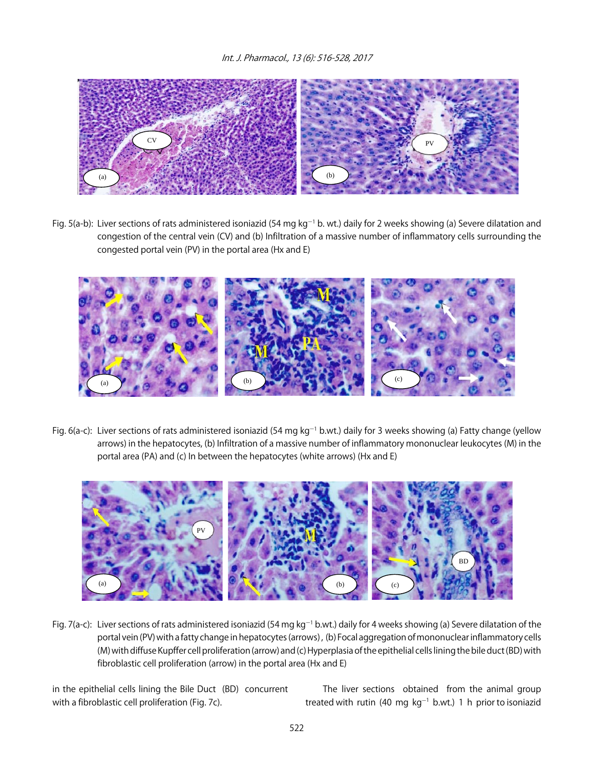Fig. 5(a-b): Liver sections of rats administered isoniazid (54 mg $kg^{-1}$ b. wt.) daily for 2 weeks showing (a) Severe dilatation and congestion of the central vein (CV) and (b) Infiltration of a massive number of inflammatory cells surrounding the congested portal vein (PV) in the portal area (Hx and E)

Fig. 6(a-c): Liver sections of rats administered isoniazid (54 mg $kg^{-1}$ b.wt.) daily for 3 weeks showing (a) Fatty change (yellow arrows) in the hepatocytes, (b) Infiltration of a massive number of inflammatory mononuclear leukocytes (M) in the portal area (PA) and (c) In between the hepatocytes (white arrows) (Hx and E)

Fig. 7(a-c): Liver sections of rats administered isoniazid (54 mg $kg^{-1}$ b.wt.) daily for 4 weeks showing (a) Severe dilatation of the portal vein (PV) with a fatty change in hepatocytes (arrows), (b) Focal aggregation of mononuclear inflammatory cells (M) with diffuse Kupffer cell proliferation (arrow) and (c) Hyperplasia of the epithelial cells lining the bile duct (BD) with fibroblastic cell proliferation (arrow) in the portal area (Hx and E)

in the epithelial cells lining the Bile Duct (BD) concurrent with a fibroblastic cell proliferation (Fig. 7c).

The liver sections obtained from the animal group treated with rutin (40 mg $kg^{-1}$ b.wt.) 1 h prior to isoniazid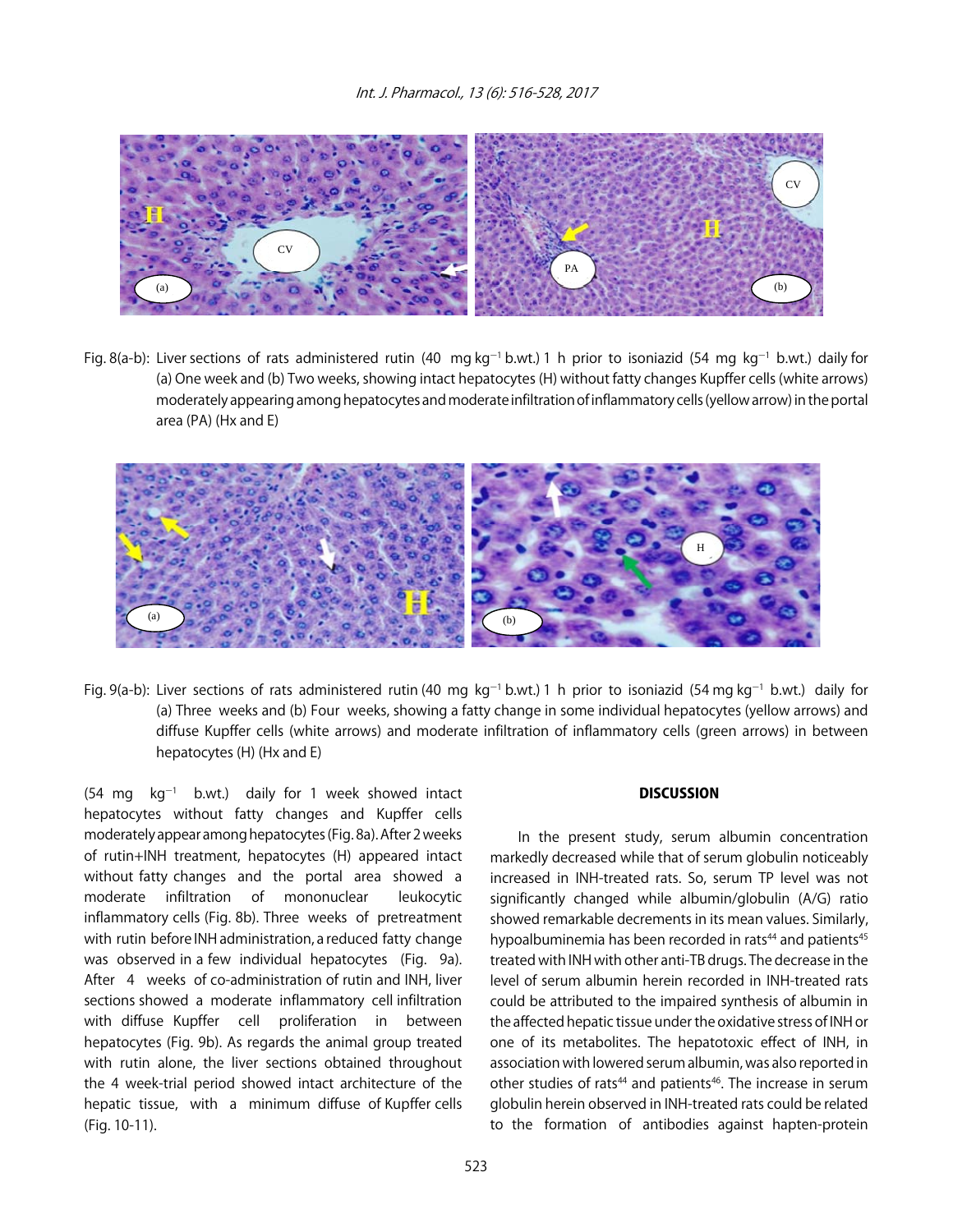Fig. 8(a-b): Liver sections of rats administered rutin (40 mg $kg^{-1}$ b.wt.) 1 h prior to isoniazid (54 mg $kg^{-1}$ b.wt.) daily for (a) One week and (b) Two weeks, showing intact hepatocytes (H) without fatty changes Kupffer cells (white arrows) moderately appearing among hepatocytes and moderate infiltration of inflammatory cells (yellow arrow) in the portal area (PA) (Hx and E)

Fig. 9(a-b): Liver sections of rats administered rutin (40 mg $kg^{-1}$ b.wt.) 1 h prior to isoniazid (54 mg $kg^{-1}$ b.wt.) daily for (a) Three weeks and (b) Four weeks, showing a fatty change in some individual hepatocytes (yellow arrows) and diffuse Kupffer cells (white arrows) and moderate infiltration of inflammatory cells (green arrows) in between hepatocytes (H) (Hx and E)

(54 mg $kg^{-1}$ b.wt.) daily for 1 week showed intact hepatocytes without fatty changes and Kupffer cells moderately appear among hepatocytes (Fig. 8a). After 2 weeks of rutin+INH treatment, hepatocytes (H) appeared intact without fatty changes and the portal area showed a moderate infiltration of mononuclear leukocytic inflammatory cells (Fig. 8b). Three weeks of pretreatment with rutin before INH administration, a reduced fatty change was observed in a few individual hepatocytes (Fig. 9a). After 4 weeks of co-administration of rutin and INH, liver sections showed a moderate inflammatory cell infiltration with diffuse Kupffer cell proliferation in between hepatocytes (Fig. 9b). As regards the animal group treated with rutin alone, the liver sections obtained throughout the 4 week-trial period showed intact architecture of the hepatic tissue, with a minimum diffuse of Kupffer cells (Fig. 10-11).

## DISCUSSION

In the present study, serum albumin concentration markedly decreased while that of serum globulin noticeably increased in INH-treated rats. So, serum TP level was not significantly changed while albumin/globulin (A/G) ratio showed remarkable decrements in its mean values. Similarly, hypoalbuminemia has been recorded in rats[44] and patients[45] treated with INH with other anti-TB drugs. The decrease in the level of serum albumin herein recorded in INH-treated rats could be attributed to the impaired synthesis of albumin in the affected hepatic tissue under the oxidative stress of INH or one of its metabolites. The hepatotoxic effect of INH, in association with lowered serum albumin, was also reported in other studies of rats[44] and patients[46]. The increase in serum globulin herein observed in INH-treated rats could be related to the formation of antibodies against hapten-protein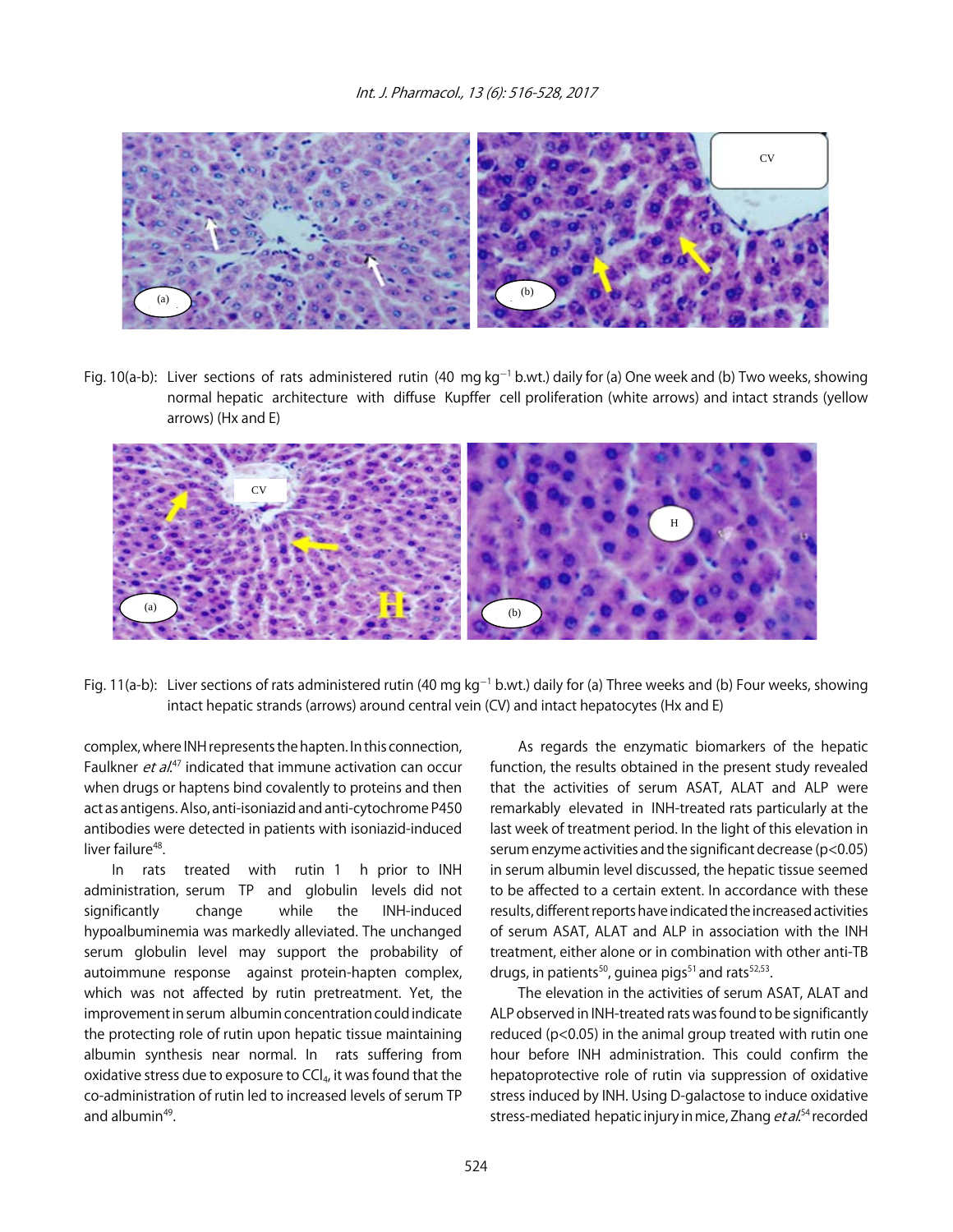Fig. 10(a-b): Liver sections of rats administered rutin (40 mg $kg^{-1}$ b.wt.) daily for (a) One week and (b) Two weeks, showing normal hepatic architecture with diffuse Kupffer cell proliferation (white arrows) and intact strands (yellow arrows) (Hx and E)

Fig. 11(a-b): Liver sections of rats administered rutin (40 mg $kg^{-1}$ b.wt.) daily for (a) Three weeks and (b) Four weeks, showing intact hepatic strands (arrows) around central vein (CV) and intact hepatocytes (Hx and E)

complex, where INH represents the hapten. In this connection, Faulkner *et al.*[47] indicated that immune activation can occur when drugs or haptens bind covalently to proteins and then act as antigens. Also, anti-isoniazid and anti-cytochrome P450 antibodies were detected in patients with isoniazid-induced liver failure[48].

In rats treated with rutin 1 h prior to INH administration, serum TP and globulin levels did not significantly change while the INH-induced hypoalbuminemia was markedly alleviated. The unchanged serum globulin level may support the probability of autoimmune response against protein-hapten complex, which was not affected by rutin pretreatment. Yet, the improvement in serum albumin concentration could indicate the protecting role of rutin upon hepatic tissue maintaining albumin synthesis near normal. In rats suffering from oxidative stress due to exposure to $CCl_4$, it was found that the co-administration of rutin led to increased levels of serum TP and albumin[49].

As regards the enzymatic biomarkers of the hepatic function, the results obtained in the present study revealed that the activities of serum ASAT, ALAT and ALP were remarkably elevated in INH-treated rats particularly at the last week of treatment period. In the light of this elevation in serum enzyme activities and the significant decrease ($p<0.05$) in serum albumin level discussed, the hepatic tissue seemed to be affected to a certain extent. In accordance with these results, different reports have indicated the increased activities of serum ASAT, ALAT and ALP in association with the INH treatment, either alone or in combination with other anti-TB drugs, in patients[50], guinea pigs[51] and rats[52,53].

The elevation in the activities of serum ASAT, ALAT and ALP observed in INH-treated rats was found to be significantly reduced ($p<0.05$) in the animal group treated with rutin one hour before INH administration. This could confirm the hepatoprotective role of rutin via suppression of oxidative stress induced by INH. Using D-galactose to induce oxidative stress-mediated hepatic injury in mice, Zhang *et al.*[54] recorded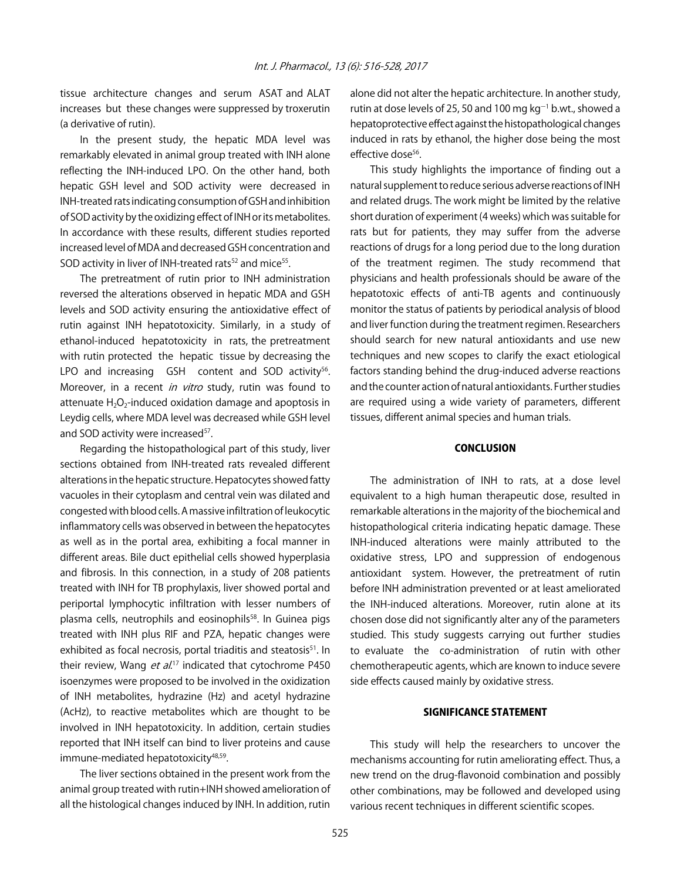tissue architecture changes and serum ASAT and ALAT increases but these changes were suppressed by troxerutin (a derivative of rutin).

In the present study, the hepatic MDA level was remarkably elevated in animal group treated with INH alone reflecting the INH-induced LPO. On the other hand, both hepatic GSH level and SOD activity were decreased in INH-treated rats indicating consumption of GSH and inhibition of SOD activity by the oxidizing effect of INH or its metabolites. In accordance with these results, different studies reported increased level of MDA and decreased GSH concentration and SOD activity in liver of INH-treated rats[52] and mice[55].

The pretreatment of rutin prior to INH administration reversed the alterations observed in hepatic MDA and GSH levels and SOD activity ensuring the antioxidative effect of rutin against INH hepatotoxicity. Similarly, in a study of ethanol-induced hepatotoxicity in rats, the pretreatment with rutin protected the hepatic tissue by decreasing the LPO and increasing GSH content and SOD activity[56]. Moreover, in a recent *in vitro* study, rutin was found to attenuate $H_2O_2$-induced oxidation damage and apoptosis in Leydig cells, where MDA level was decreased while GSH level and SOD activity were increased[57].

Regarding the histopathological part of this study, liver sections obtained from INH-treated rats revealed different alterations in the hepatic structure. Hepatocytes showed fatty vacuoles in their cytoplasm and central vein was dilated and congested with blood cells. A massive infiltration of leukocytic inflammatory cells was observed in between the hepatocytes as well as in the portal area, exhibiting a focal manner in different areas. Bile duct epithelial cells showed hyperplasia and fibrosis. In this connection, in a study of 208 patients treated with INH for TB prophylaxis, liver showed portal and periportal lymphocytic infiltration with lesser numbers of plasma cells, neutrophils and eosinophils[58]. In Guinea pigs treated with INH plus RIF and PZA, hepatic changes were exhibited as focal necrosis, portal triaditis and steatosis[51]. In their review, Wang *et al.*[17] indicated that cytochrome P450 isoenzymes were proposed to be involved in the oxidization of INH metabolites, hydrazine (Hz) and acetyl hydrazine (AcHz), to reactive metabolites which are thought to be involved in INH hepatotoxicity. In addition, certain studies reported that INH itself can bind to liver proteins and cause immune-mediated hepatotoxicity[48,59].

The liver sections obtained in the present work from the animal group treated with rutin+INH showed amelioration of all the histological changes induced by INH. In addition, rutin alone did not alter the hepatic architecture. In another study, rutin at dose levels of 25, 50 and 100 mg $kg^{-1}$ b.wt., showed a hepatoprotective effect against the histopathological changes induced in rats by ethanol, the higher dose being the most effective dose[56].

This study highlights the importance of finding out a natural supplement to reduce serious adverse reactions of INH and related drugs. The work might be limited by the relative short duration of experiment (4 weeks) which was suitable for rats but for patients, they may suffer from the adverse reactions of drugs for a long period due to the long duration of the treatment regimen. The study recommend that physicians and health professionals should be aware of the hepatotoxic effects of anti-TB agents and continuously monitor the status of patients by periodical analysis of blood and liver function during the treatment regimen. Researchers should search for new natural antioxidants and use new techniques and new scopes to clarify the exact etiological factors standing behind the drug-induced adverse reactions and the counter action of natural antioxidants. Further studies are required using a wide variety of parameters, different tissues, different animal species and human trials.

## CONCLUSION

The administration of INH to rats, at a dose level equivalent to a high human therapeutic dose, resulted in remarkable alterations in the majority of the biochemical and histopathological criteria indicating hepatic damage. These INH-induced alterations were mainly attributed to the oxidative stress, LPO and suppression of endogenous antioxidant system. However, the pretreatment of rutin before INH administration prevented or at least ameliorated the INH-induced alterations. Moreover, rutin alone at its chosen dose did not significantly alter any of the parameters studied. This study suggests carrying out further studies to evaluate the co-administration of rutin with other chemotherapeutic agents, which are known to induce severe side effects caused mainly by oxidative stress.

## SIGNIFICANCE STATEMENT

This study will help the researchers to uncover the mechanisms accounting for rutin ameliorating effect. Thus, a new trend on the drug-flavonoid combination and possibly other combinations, may be followed and developed using various recent techniques in different scientific scopes.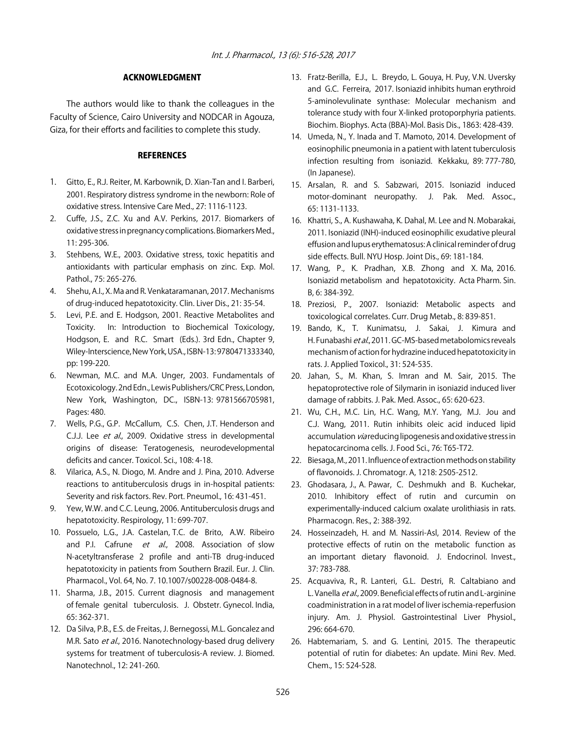## ACKNOWLEDGMENT

The authors would like to thank the colleagues in the Faculty of Science, Cairo University and NODCAR in Agouza, Giza, for their efforts and facilities to complete this study.

## REFERENCES

1. Gitto, E., R.J. Reiter, M. Karbownik, D. Xian-Tan and I. Barberi, 2001. Respiratory distress syndrome in the newborn: Role of oxidative stress. Intensive Care Med., 27: 1116-1123.
2. Cuffe, J.S., Z.C. Xu and A.V. Perkins, 2017. Biomarkers of oxidative stress in pregnancy complications. Biomarkers Med., 11: 295-306.
3. Stehbens, W.E., 2003. Oxidative stress, toxic hepatitis and antioxidants with particular emphasis on zinc. Exp. Mol. Pathol., 75: 265-276.
4. Shehu, A.I., X. Ma and R. Venkataramanan, 2017. Mechanisms of drug-induced hepatotoxicity. Clin. Liver Dis., 21: 35-54.
5. Levi, P.E. and E. Hodgson, 2001. Reactive Metabolites and Toxicity. In: Introduction to Biochemical Toxicology, Hodgson, E. and R.C. Smart (Eds.). 3rd Edn., Chapter 9, Wiley-Interscience, New York, USA., ISBN-13: 9780471333340, pp: 199-220.
6. Newman, M.C. and M.A. Unger, 2003. Fundamentals of Ecotoxicology. 2nd Edn., Lewis Publishers/CRC Press, London, New York, Washington, DC., ISBN-13: 9781566705981, Pages: 480.
7. Wells, P.G., G.P. McCallum, C.S. Chen, J.T. Henderson and C.J.J. Lee *et al*., 2009. Oxidative stress in developmental origins of disease: Teratogenesis, neurodevelopmental deficits and cancer. Toxicol. Sci., 108: 4-18.
8. Vilarica, A.S., N. Diogo, M. Andre and J. Pina, 2010. Adverse reactions to antituberculosis drugs in in-hospital patients: Severity and risk factors. Rev. Port. Pneumol., 16: 431-451.
9. Yew, W.W. and C.C. Leung, 2006. Antituberculosis drugs and hepatotoxicity. Respirology, 11: 699-707.
10. Possuelo, L.G., J.A. Castelan, T.C. de Brito, A.W. Ribeiro and P.I. Cafrune *et al*., 2008. Association of slow N-acetyltransferase 2 profile and anti-TB drug-induced hepatotoxicity in patients from Southern Brazil. Eur. J. Clin. Pharmacol., Vol. 64, No. 7. 10.1007/s00228-008-0484-8.
11. Sharma, J.B., 2015. Current diagnosis and management of female genital tuberculosis. J. Obstetr. Gynecol. India, 65: 362-371.
12. Da Silva, P.B., E.S. de Freitas, J. Bernegossi, M.L. Goncalez and M.R. Sato *et al*., 2016. Nanotechnology-based drug delivery systems for treatment of tuberculosis-A review. J. Biomed. Nanotechnol., 12: 241-260.
13. Fratz-Berilla, E.J., L. Breydo, L. Gouya, H. Puy, V.N. Uversky and G.C. Ferreira, 2017. Isoniazid inhibits human erythroid 5-aminolevulinate synthase: Molecular mechanism and tolerance study with four X-linked protoporphyria patients. Biochim. Biophys. Acta (BBA)-Mol. Basis Dis., 1863: 428-439.
14. Umeda, N., Y. Inada and T. Mamoto, 2014. Development of eosinophilic pneumonia in a patient with latent tuberculosis infection resulting from isoniazid. Kekkaku, 89: 777-780, (In Japanese).
15. Arsalan, R. and S. Sabzwari, 2015. Isoniazid induced motor-dominant neuropathy. J. Pak. Med. Assoc., 65: 1131-1133.
16. Khattri, S., A. Kushawaha, K. Dahal, M. Lee and N. Mobarakai, 2011. Isoniazid (INH)-induced eosinophilic exudative pleural effusion and lupus erythematosus: A clinical reminder of drug side effects. Bull. NYU Hosp. Joint Dis., 69: 181-184.
17. Wang, P., K. Pradhan, X.B. Zhong and X. Ma, 2016. Isoniazid metabolism and hepatotoxicity. Acta Pharm. Sin. B, 6: 384-392.
18. Preziosi, P., 2007. Isoniazid: Metabolic aspects and toxicological correlates. Curr. Drug Metab., 8: 839-851.
19. Bando, K., T. Kunimatsu, J. Sakai, J. Kimura and H. Funabashi *et al*., 2011. GC-MS-based metabolomics reveals mechanism of action for hydrazine induced hepatotoxicity in rats. J. Applied Toxicol., 31: 524-535.
20. Jahan, S., M. Khan, S. Imran and M. Sair, 2015. The hepatoprotective role of Silymarin in isoniazid induced liver damage of rabbits. J. Pak. Med. Assoc., 65: 620-623.
21. Wu, C.H., M.C. Lin, H.C. Wang, M.Y. Yang, M.J. Jou and C.J. Wang, 2011. Rutin inhibits oleic acid induced lipid accumulation *via* reducing lipogenesis and oxidative stress in hepatocarcinoma cells. J. Food Sci., 76: T65-T72.
22. Biesaga, M., 2011. Influence of extraction methods on stability of flavonoids. J. Chromatogr. A, 1218: 2505-2512.
23. Ghodasara, J., A. Pawar, C. Deshmukh and B. Kuchekar, 2010. Inhibitory effect of rutin and curcumin on experimentally-induced calcium oxalate urolithiasis in rats. Pharmacogn. Res., 2: 388-392.
24. Hosseinzadeh, H. and M. Nassiri-Asl, 2014. Review of the protective effects of rutin on the metabolic function as an important dietary flavonoid. J. Endocrinol. Invest., 37: 783-788.
25. Acquaviva, R., R. Lanteri, G.L. Destri, R. Caltabiano and L. Vanella *et al*., 2009. Beneficial effects of rutin and L-arginine coadministration in a rat model of liver ischemia-reperfusion injury. Am. J. Physiol. Gastrointestinal Liver Physiol., 296: 664-670.
26. Habtemariam, S. and G. Lentini, 2015. The therapeutic potential of rutin for diabetes: An update. Mini Rev. Med. Chem., 15: 524-528.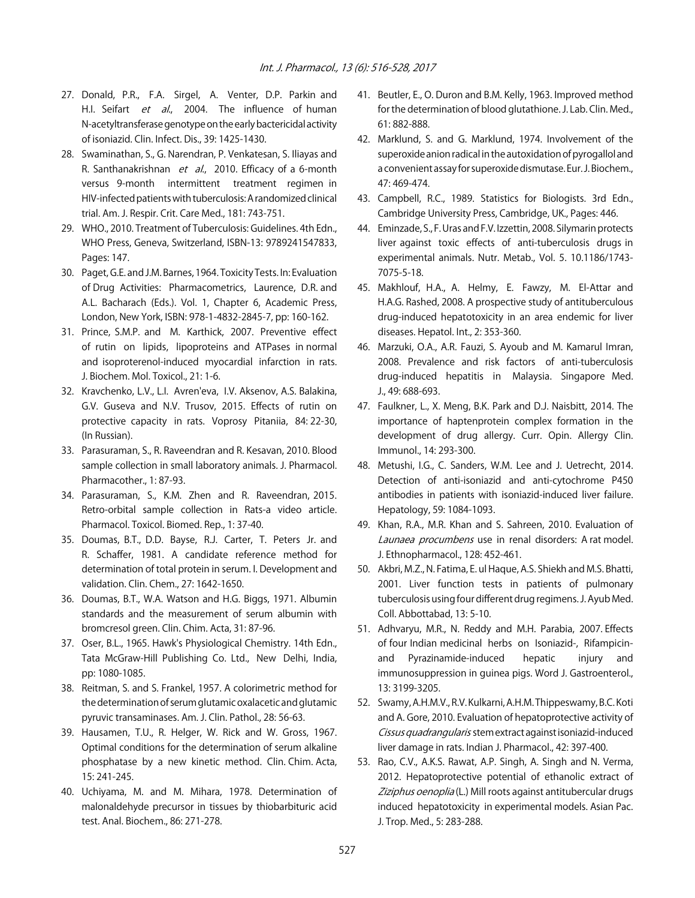27. Donald, P.R., F.A. Sirgel, A. Venter, D.P. Parkin and H.I. Seifart *et al*., 2004. The influence of human N-acetyltransferase genotype on the early bactericidal activity of isoniazid. Clin. Infect. Dis., 39: 1425-1430.
28. Swaminathan, S., G. Narendran, P. Venkatesan, S. Iliayas and R. Santhanakrishnan *et al*., 2010. Efficacy of a 6-month versus 9-month intermittent treatment regimen in HIV-infected patients with tuberculosis: A randomized clinical trial. Am. J. Respir. Crit. Care Med., 181: 743-751.
29. WHO., 2010. Treatment of Tuberculosis: Guidelines. 4th Edn., WHO Press, Geneva, Switzerland, ISBN-13: 9789241547833, Pages: 147.
30. Paget, G.E. and J.M. Barnes, 1964. Toxicity Tests. In: Evaluation of Drug Activities: Pharmacometrics, Laurence, D.R. and A.L. Bacharach (Eds.). Vol. 1, Chapter 6, Academic Press, London, New York, ISBN: 978-1-4832-2845-7, pp: 160-162.
31. Prince, S.M.P. and M. Karthick, 2007. Preventive effect of rutin on lipids, lipoproteins and ATPases in normal and isoproterenol-induced myocardial infarction in rats. J. Biochem. Mol. Toxicol., 21: 1-6.
32. Kravchenko, L.V., L.I. Avren'eva, I.V. Aksenov, A.S. Balakina, G.V. Guseva and N.V. Trusov, 2015. Effects of rutin on protective capacity in rats. Voprosy Pitaniia, 84: 22-30, (In Russian).
33. Parasuraman, S., R. Raveendran and R. Kesavan, 2010. Blood sample collection in small laboratory animals. J. Pharmacol. Pharmacother., 1: 87-93.
34. Parasuraman, S., K.M. Zhen and R. Raveendran, 2015. Retro-orbital sample collection in Rats-a video article. Pharmacol. Toxicol. Biomed. Rep., 1: 37-40.
35. Doumas, B.T., D.D. Bayse, R.J. Carter, T. Peters Jr. and R. Schaffer, 1981. A candidate reference method for determination of total protein in serum. I. Development and validation. Clin. Chem., 27: 1642-1650.
36. Doumas, B.T., W.A. Watson and H.G. Biggs, 1971. Albumin standards and the measurement of serum albumin with bromcresol green. Clin. Chim. Acta, 31: 87-96.
37. Oser, B.L., 1965. Hawk's Physiological Chemistry. 14th Edn., Tata McGraw-Hill Publishing Co. Ltd., New Delhi, India, pp: 1080-1085.
38. Reitman, S. and S. Frankel, 1957. A colorimetric method for the determination of serum glutamic oxalacetic and glutamic pyruvic transaminases. Am. J. Clin. Pathol., 28: 56-63.
39. Hausamen, T.U., R. Helger, W. Rick and W. Gross, 1967. Optimal conditions for the determination of serum alkaline phosphatase by a new kinetic method. Clin. Chim. Acta, 15: 241-245.
40. Uchiyama, M. and M. Mihara, 1978. Determination of malonaldehyde precursor in tissues by thiobarbituric acid test. Anal. Biochem., 86: 271-278.
41. Beutler, E., O. Duron and B.M. Kelly, 1963. Improved method for the determination of blood glutathione. J. Lab. Clin. Med., 61: 882-888.
42. Marklund, S. and G. Marklund, 1974. Involvement of the superoxide anion radical in the autoxidation of pyrogallol and a convenient assay for superoxide dismutase. Eur. J. Biochem., 47: 469-474.
43. Campbell, R.C., 1989. Statistics for Biologists. 3rd Edn., Cambridge University Press, Cambridge, UK., Pages: 446.
44. Eminzade, S., F. Uras and F.V. Izzettin, 2008. Silymarin protects liver against toxic effects of anti-tuberculosis drugs in experimental animals. Nutr. Metab., Vol. 5. 10.1186/1743-7075-5-18.
45. Makhlouf, H.A., A. Helmy, E. Fawzy, M. El-Attar and H.A.G. Rashed, 2008. A prospective study of antituberculous drug-induced hepatotoxicity in an area endemic for liver diseases. Hepatol. Int., 2: 353-360.
46. Marzuki, O.A., A.R. Fauzi, S. Ayoub and M. Kamarul Imran, 2008. Prevalence and risk factors of anti-tuberculosis drug-induced hepatitis in Malaysia. Singapore Med. J., 49: 688-693.
47. Faulkner, L., X. Meng, B.K. Park and D.J. Naisbitt, 2014. The importance of haptenprotein complex formation in the development of drug allergy. Curr. Opin. Allergy Clin. Immunol., 14: 293-300.
48. Metushi, I.G., C. Sanders, W.M. Lee and J. Uetrecht, 2014. Detection of anti-isoniazid and anti-cytochrome P450 antibodies in patients with isoniazid-induced liver failure. Hepatology, 59: 1084-1093.
49. Khan, R.A., M.R. Khan and S. Sahreen, 2010. Evaluation of *Launaea procumbens* use in renal disorders: A rat model. J. Ethnopharmacol., 128: 452-461.
50. Akbri, M.Z., N. Fatima, E. ul Haque, A.S. Shiekh and M.S. Bhatti, 2001. Liver function tests in patients of pulmonary tuberculosis using four different drug regimens. J. Ayub Med. Coll. Abbottabad, 13: 5-10.
51. Adhvaryu, M.R., N. Reddy and M.H. Parabia, 2007. Effects of four Indian medicinal herbs on Isoniazid-, Rifampicin- and Pyrazinamide-induced hepatic injury and immunosuppression in guinea pigs. Word J. Gastroenterol., 13: 3199-3205.
52. Swamy, A.H.M.V., R.V. Kulkarni, A.H.M. Thippeswamy, B.C. Koti and A. Gore, 2010. Evaluation of hepatoprotective activity of *Cissus quadrangularis* stem extract against isoniazid-induced liver damage in rats. Indian J. Pharmacol., 42: 397-400.
53. Rao, C.V., A.K.S. Rawat, A.P. Singh, A. Singh and N. Verma, 2012. Hepatoprotective potential of ethanolic extract of *Ziziphus oenoplia* (L.) Mill roots against antitubercular drugs induced hepatotoxicity in experimental models. Asian Pac. J. Trop. Med., 5: 283-288.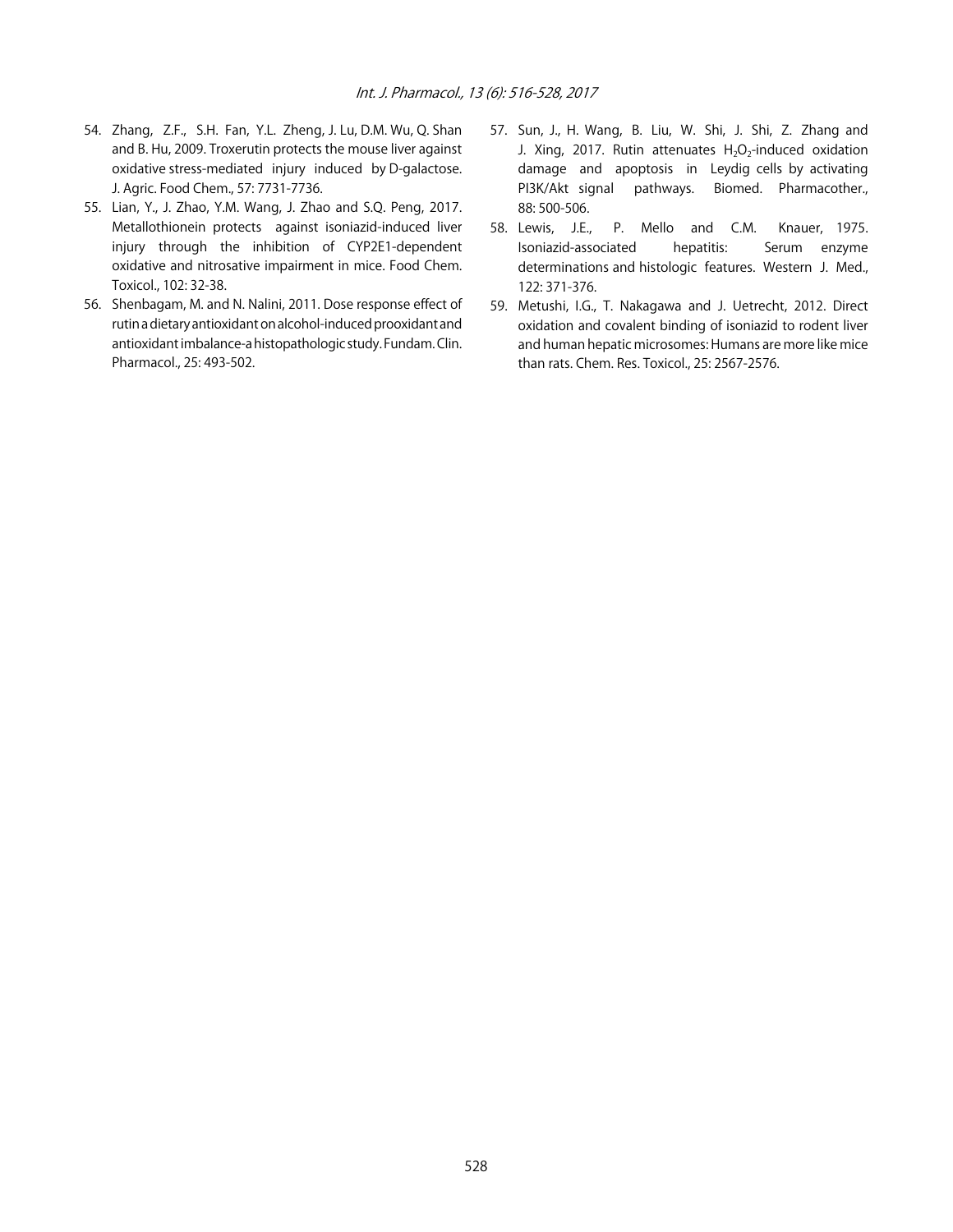54. Zhang, Z.F., S.H. Fan, Y.L. Zheng, J. Lu, D.M. Wu, Q. Shan and B. Hu, 2009. Troxerutin protects the mouse liver against oxidative stress-mediated injury induced by D-galactose. J. Agric. Food Chem., 57: 7731-7736.
55. Lian, Y., J. Zhao, Y.M. Wang, J. Zhao and S.Q. Peng, 2017. Metallothionein protects against isoniazid-induced liver injury through the inhibition of CYP2E1-dependent oxidative and nitrosative impairment in mice. Food Chem. Toxicol., 102: 32-38.
56. Shenbagam, M. and N. Nalini, 2011. Dose response effect of rutin a dietary antioxidant on alcohol-induced prooxidant and antioxidant imbalance-a histopathologic study. Fundam. Clin. Pharmacol., 25: 493-502.
57. Sun, J., H. Wang, B. Liu, W. Shi, J. Shi, Z. Zhang and J. Xing, 2017. Rutin attenuates $H_2O_2$-induced oxidation damage and apoptosis in Leydig cells by activating PI3K/Akt signal pathways. Biomed. Pharmacother., 88: 500-506.
58. Lewis, J.E., P. Mello and C.M. Knauer, 1975. Isoniazid-associated hepatitis: Serum enzyme determinations and histologic features. Western J. Med., 122: 371-376.
59. Metushi, I.G., T. Nakagawa and J. Uetrecht, 2012. Direct oxidation and covalent binding of isoniazid to rodent liver and human hepatic microsomes: Humans are more like mice than rats. Chem. Res. Toxicol., 25: 2567-2576.